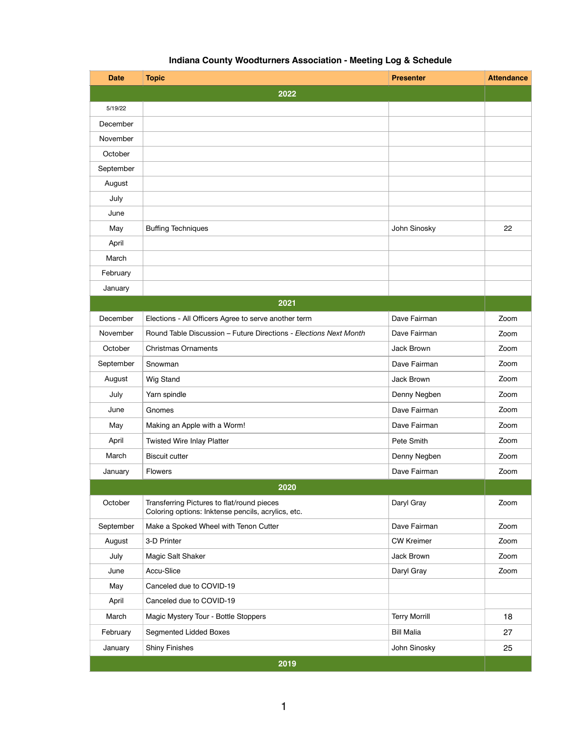# Indiana County Woodturners Association - Meeting Log & Schedule

| Date | Topic | Presenter | Attendance |
|---|---|---|---|
| **2022** | | | |
| 5/19/22 | | | |
| December | | | |
| November | | | |
| October | | | |
| September | | | |
| August | | | |
| July | | | |
| June | | | |
| May | Buffing Techniques | John Sinosky | 22 |
| April | | | |
| March | | | |
| February | | | |
| January | | | |
| **2021** | | | |
| December | Elections - All Officers Agree to serve another term | Dave Fairman | Zoom |
| November | Round Table Discussion – Future Directions - *Elections Next Month* | Dave Fairman | Zoom |
| October | Christmas Ornaments | Jack Brown | Zoom |
| September | Snowman | Dave Fairman | Zoom |
| August | Wig Stand | Jack Brown | Zoom |
| July | Yarn spindle | Denny Negben | Zoom |
| June | Gnomes | Dave Fairman | Zoom |
| May | Making an Apple with a Worm! | Dave Fairman | Zoom |
| April | Twisted Wire Inlay Platter | Pete Smith | Zoom |
| March | Biscuit cutter | Denny Negben | Zoom |
| January | Flowers | Dave Fairman | Zoom |
| **2020** | | | |
| October | Transferring Pictures to flat/round pieces<br>Coloring options: Inktense pencils, acrylics, etc. | Daryl Gray | Zoom |
| September | Make a Spoked Wheel with Tenon Cutter | Dave Fairman | Zoom |
| August | 3-D Printer | CW Kreimer | Zoom |
| July | Magic Salt Shaker | Jack Brown | Zoom |
| June | Accu-Slice | Daryl Gray | Zoom |
| May | Canceled due to COVID-19 | | |
| April | Canceled due to COVID-19 | | |
| March | Magic Mystery Tour - Bottle Stoppers | Terry Morrill | 18 |
| February | Segmented Lidded Boxes | Bill Malia | 27 |
| January | Shiny Finishes | John Sinosky | 25 |
| **2019** | | | |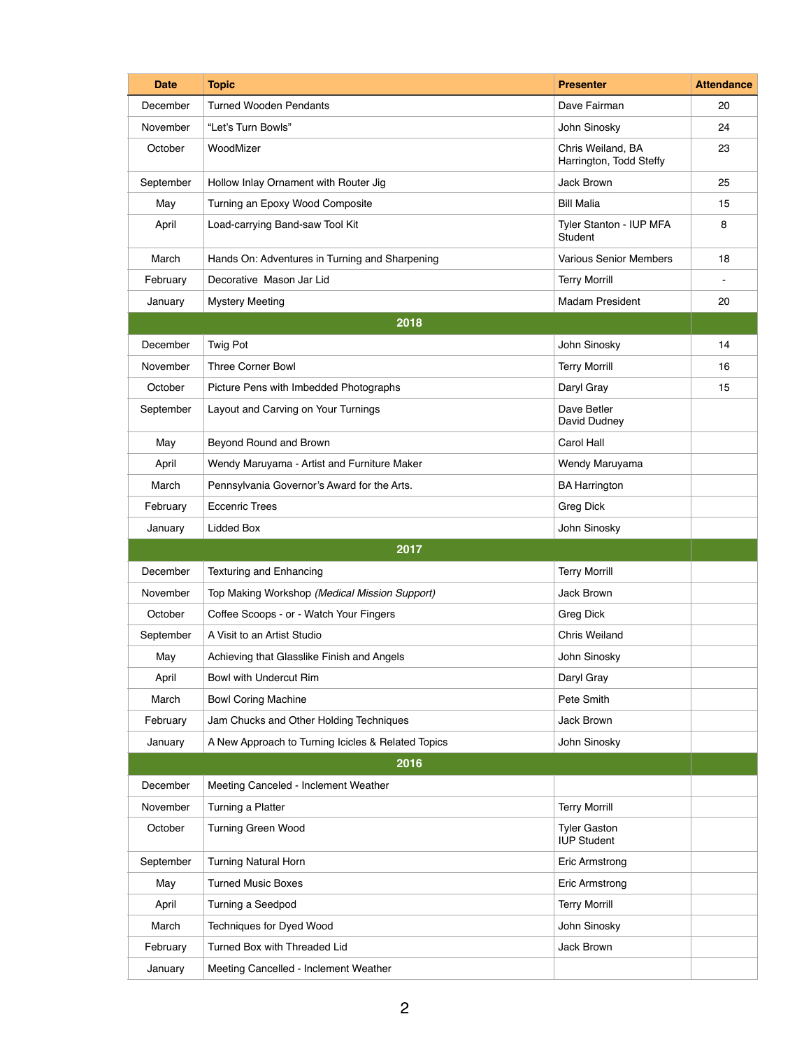| Date | Topic | Presenter | Attendance |
|---|---|---|---|
| December | Turned Wooden Pendants | Dave Fairman | 20 |
| November | "Let's Turn Bowls" | John Sinosky | 24 |
| October | WoodMizer | Chris Weiland, BA Harrington, Todd Steffy | 23 |
| September | Hollow Inlay Ornament with Router Jig | Jack Brown | 25 |
| May | Turning an Epoxy Wood Composite | Bill Malia | 15 |
| April | Load-carrying Band-saw Tool Kit | Tyler Stanton - IUP MFA Student | 8 |
| March | Hands On: Adventures in Turning and Sharpening | Various Senior Members | 18 |
| February | Decorative Mason Jar Lid | Terry Morrill | - |
| January | Mystery Meeting | Madam President | 20 |
| **2018** | | | |
| December | Twig Pot | John Sinosky | 14 |
| November | Three Corner Bowl | Terry Morrill | 16 |
| October | Picture Pens with Imbedded Photographs | Daryl Gray | 15 |
| September | Layout and Carving on Your Turnings | Dave Betler, David Dudney | |
| May | Beyond Round and Brown | Carol Hall | |
| April | Wendy Maruyama - Artist and Furniture Maker | Wendy Maruyama | |
| March | Pennsylvania Governor's Award for the Arts. | BA Harrington | |
| February | Eccenric Trees | Greg Dick | |
| January | Lidded Box | John Sinosky | |
| **2017** | | | |
| December | Texturing and Enhancing | Terry Morrill | |
| November | Top Making Workshop *(Medical Mission Support)* | Jack Brown | |
| October | Coffee Scoops - or - Watch Your Fingers | Greg Dick | |
| September | A Visit to an Artist Studio | Chris Weiland | |
| May | Achieving that Glasslike Finish and Angels | John Sinosky | |
| April | Bowl with Undercut Rim | Daryl Gray | |
| March | Bowl Coring Machine | Pete Smith | |
| February | Jam Chucks and Other Holding Techniques | Jack Brown | |
| January | A New Approach to Turning Icicles & Related Topics | John Sinosky | |
| **2016** | | | |
| December | Meeting Canceled - Inclement Weather | | |
| November | Turning a Platter | Terry Morrill | |
| October | Turning Green Wood | Tyler Gaston, IUP Student | |
| September | Turning Natural Horn | Eric Armstrong | |
| May | Turned Music Boxes | Eric Armstrong | |
| April | Turning a Seedpod | Terry Morrill | |
| March | Techniques for Dyed Wood | John Sinosky | |
| February | Turned Box with Threaded Lid | Jack Brown | |
| January | Meeting Cancelled - Inclement Weather | | |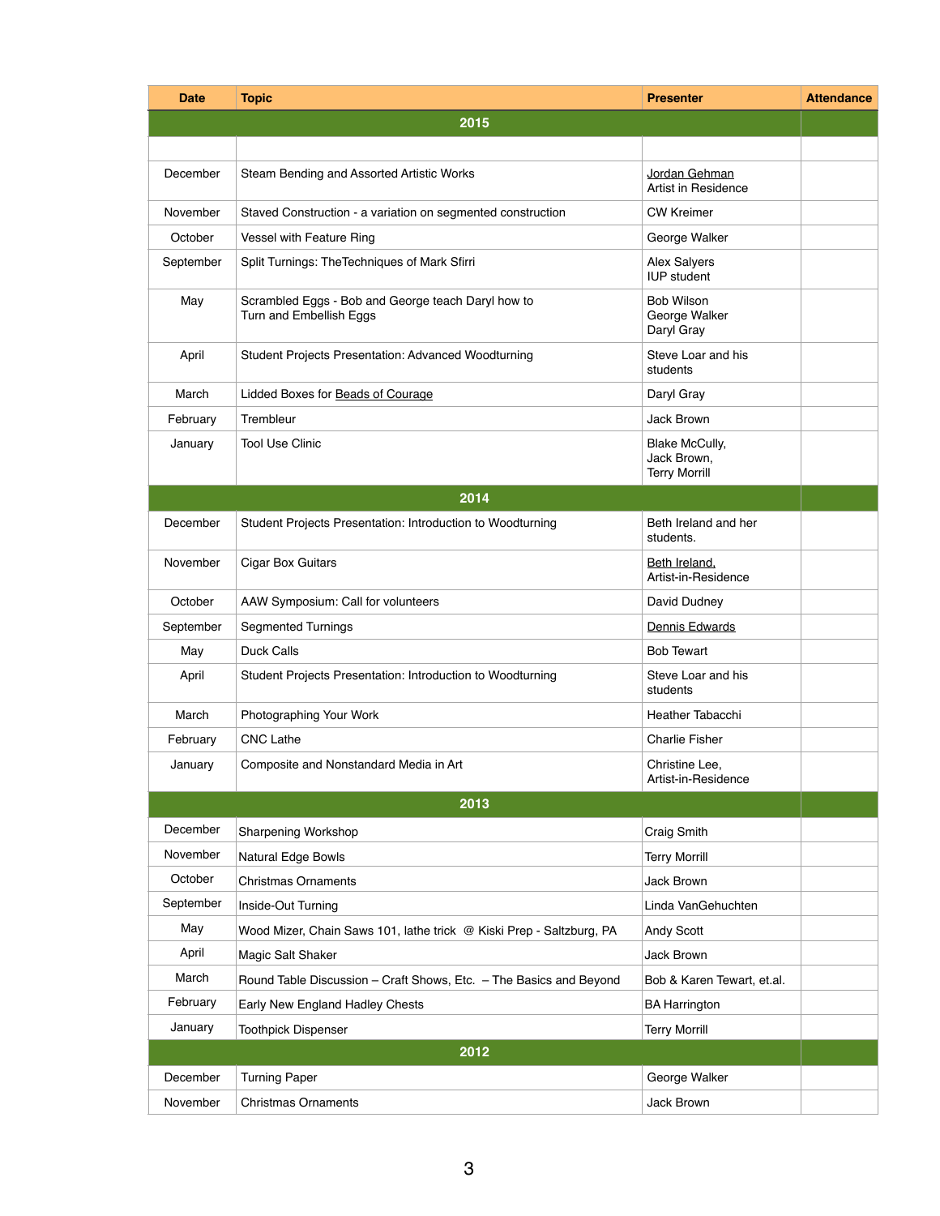| Date | Topic | Presenter | Attendance |
| --- | --- | --- | --- |
| **2015** | | | |
| | | | |
| December | Steam Bending and Assorted Artistic Works | Jordan Gehman<br>Artist in Residence | |
| November | Staved Construction - a variation on segmented construction | CW Kreimer | |
| October | Vessel with Feature Ring | George Walker | |
| September | Split Turnings: TheTechniques of Mark Sfirri | Alex Salyers<br>IUP student | |
| May | Scrambled Eggs - Bob and George teach Daryl how to Turn and Embellish Eggs | Bob Wilson<br>George Walker<br>Daryl Gray | |
| April | Student Projects Presentation: Advanced Woodturning | Steve Loar and his students | |
| March | Lidded Boxes for Beads of Courage | Daryl Gray | |
| February | Trembleur | Jack Brown | |
| January | Tool Use Clinic | Blake McCully,<br>Jack Brown,<br>Terry Morrill | |
| **2014** | | | |
| December | Student Projects Presentation: Introduction to Woodturning | Beth Ireland and her students. | |
| November | Cigar Box Guitars | Beth Ireland,<br>Artist-in-Residence | |
| October | AAW Symposium: Call for volunteers | David Dudney | |
| September | Segmented Turnings | Dennis Edwards | |
| May | Duck Calls | Bob Tewart | |
| April | Student Projects Presentation: Introduction to Woodturning | Steve Loar and his students | |
| March | Photographing Your Work | Heather Tabacchi | |
| February | CNC Lathe | Charlie Fisher | |
| January | Composite and Nonstandard Media in Art | Christine Lee,<br>Artist-in-Residence | |
| **2013** | | | |
| December | Sharpening Workshop | Craig Smith | |
| November | Natural Edge Bowls | Terry Morrill | |
| October | Christmas Ornaments | Jack Brown | |
| September | Inside-Out Turning | Linda VanGehuchten | |
| May | Wood Mizer, Chain Saws 101, lathe trick @ Kiski Prep - Saltzburg, PA | Andy Scott | |
| April | Magic Salt Shaker | Jack Brown | |
| March | Round Table Discussion – Craft Shows, Etc. – The Basics and Beyond | Bob & Karen Tewart, et.al. | |
| February | Early New England Hadley Chests | BA Harrington | |
| January | Toothpick Dispenser | Terry Morrill | |
| **2012** | | | |
| December | Turning Paper | George Walker | |
| November | Christmas Ornaments | Jack Brown | |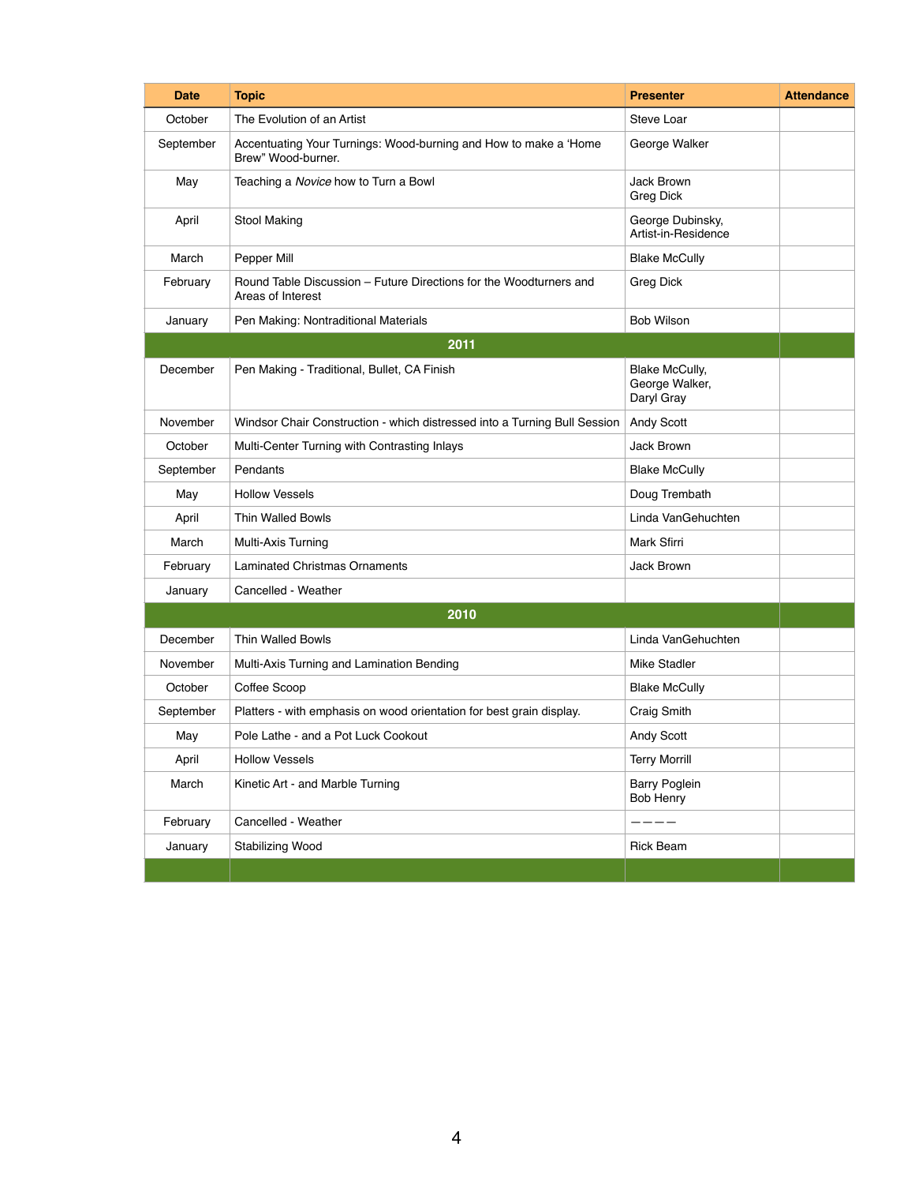| Date | Topic | Presenter | Attendance |
|---|---|---|---|
| October | The Evolution of an Artist | Steve Loar | |
| September | Accentuating Your Turnings: Wood-burning and How to make a 'Home Brew" Wood-burner. | George Walker | |
| May | Teaching a *Novice* how to Turn a Bowl | Jack Brown<br>Greg Dick | |
| April | Stool Making | George Dubinsky, Artist-in-Residence | |
| March | Pepper Mill | Blake McCully | |
| February | Round Table Discussion – Future Directions for the Woodturners and Areas of Interest | Greg Dick | |
| January | Pen Making: Nontraditional Materials | Bob Wilson | |
| | **2011** | | |
| December | Pen Making - Traditional, Bullet, CA Finish | Blake McCully,<br>George Walker,<br>Daryl Gray | |
| November | Windsor Chair Construction - which distressed into a Turning Bull Session | Andy Scott | |
| October | Multi-Center Turning with Contrasting Inlays | Jack Brown | |
| September | Pendants | Blake McCully | |
| May | Hollow Vessels | Doug Trembath | |
| April | Thin Walled Bowls | Linda VanGehuchten | |
| March | Multi-Axis Turning | Mark Sfirri | |
| February | Laminated Christmas Ornaments | Jack Brown | |
| January | Cancelled - Weather | | |
| | **2010** | | |
| December | Thin Walled Bowls | Linda VanGehuchten | |
| November | Multi-Axis Turning and Lamination Bending | Mike Stadler | |
| October | Coffee Scoop | Blake McCully | |
| September | Platters - with emphasis on wood orientation for best grain display. | Craig Smith | |
| May | Pole Lathe - and a Pot Luck Cookout | Andy Scott | |
| April | Hollow Vessels | Terry Morrill | |
| March | Kinetic Art - and Marble Turning | Barry Poglein<br>Bob Henry | |
| February | Cancelled - Weather | ———— | |
| January | Stabilizing Wood | Rick Beam | |
| | | | |